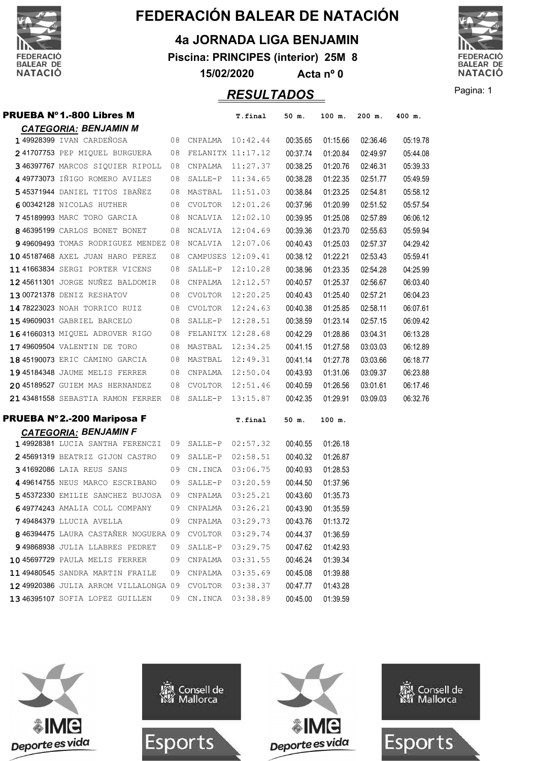# FEDERACIÓN BALEAR DE NATACIÓN

## 4a JORNADA LIGA BENJAMIN

**Piscina: PRINCIPES (interior) 25M 8**

**15/02/2020 Acta nº 0**

## *RESULTADOS*

### PRUEBA Nº 1.-800 Libres M

***CATEGORIA: BENJAMIN M***

| | | | | | T.final | 50 m. | 100 m. | 200 m. | 400 m. |
|---|---|---|---|---|---|---|---|---|---|
| 1 | 49928399 | IVAN CARDEÑOSA | 08 | CNPALMA | 10:42.44 | 00:35.65 | 01:15.66 | 02:36.46 | 05:19.78 |
| 2 | 41707753 | PEP MIQUEL BURGUERA | 08 | FELANITX | 11:17.12 | 00:37.74 | 01:20.84 | 02:49.97 | 05:44.08 |
| 3 | 46397767 | MARCOS SIQUIER RIPOLL | 08 | CNPALMA | 11:27.37 | 00:38.25 | 01:20.76 | 02:46.31 | 05:39.33 |
| 4 | 49773073 | IÑIGO ROMERO AVILES | 08 | SALLE-P | 11:34.65 | 00:38.28 | 01:22.35 | 02:51.77 | 05:49.59 |
| 5 | 45371944 | DANIEL TITOS IBAÑEZ | 08 | MASTBAL | 11:51.03 | 00:38.84 | 01:23.25 | 02:54.81 | 05:58.12 |
| 6 | 00342128 | NICOLAS HUTHER | 08 | CVOLTOR | 12:01.26 | 00:37.96 | 01:20.99 | 02:51.52 | 05:57.54 |
| 7 | 45189993 | MARC TORO GARCIA | 08 | NCALVIA | 12:02.10 | 00:39.95 | 01:25.08 | 02:57.89 | 06:06.12 |
| 8 | 46395199 | CARLOS BONET BONET | 08 | NCALVIA | 12:04.69 | 00:39.36 | 01:23.70 | 02:55.63 | 05:59.94 |
| 9 | 49609493 | TOMAS RODRIGUEZ MENDEZ | 08 | NCALVIA | 12:07.06 | 00:40.43 | 01:25.03 | 02:57.37 | 04:29.42 |
| 10 | 45187468 | AXEL JUAN HARO PEREZ | 08 | CAMPUSES | 12:09.41 | 00:38.12 | 01:22.21 | 02:53.43 | 05:59.41 |
| 11 | 41663834 | SERGI PORTER VICENS | 08 | SALLE-P | 12:10.28 | 00:38.96 | 01:23.35 | 02:54.28 | 04:25.99 |
| 12 | 45611301 | JORGE NUÑEZ BALDOMIR | 08 | CNPALMA | 12:12.57 | 00:40.57 | 01:25.37 | 02:56.67 | 06:03.40 |
| 13 | 00721378 | DENIZ RESHATOV | 08 | CVOLTOR | 12:20.25 | 00:40.43 | 01:25.40 | 02:57.21 | 06:04.23 |
| 14 | 78223023 | NOAH TORRICO RUIZ | 08 | CVOLTOR | 12:24.63 | 00:40.38 | 01:25.85 | 02:58.11 | 06:07.61 |
| 15 | 49609031 | GABRIEL BARCELO | 08 | SALLE-P | 12:28.51 | 00:38.59 | 01:23.14 | 02:57.15 | 06:09.42 |
| 16 | 41660313 | MIQUEL ADROVER RIGO | 08 | FELANITX | 12:28.68 | 00:42.29 | 01:28.86 | 03:04.31 | 06:13.28 |
| 17 | 49609504 | VALENTIN DE TORO | 08 | MASTBAL | 12:34.25 | 00:41.15 | 01:27.58 | 03:03.03 | 06:12.89 |
| 18 | 45190073 | ERIC CAMINO GARCIA | 08 | MASTBAL | 12:49.31 | 00:41.14 | 01:27.78 | 03:03.66 | 06:18.77 |
| 19 | 45184348 | JAUME MELIS FERRER | 08 | CNPALMA | 12:50.04 | 00:43.93 | 01:31.06 | 03:09.37 | 06:23.88 |
| 20 | 45189527 | GUIEM MAS HERNANDEZ | 08 | CVOLTOR | 12:51.46 | 00:40.59 | 01:26.56 | 03:01.61 | 06:17.46 |
| 21 | 43481558 | SEBASTIA RAMON FERRER | 08 | SALLE-P | 13:15.87 | 00:42.35 | 01:29.91 | 03:09.03 | 06:32.76 |

### PRUEBA Nº 2.-200 Mariposa F

***CATEGORIA: BENJAMIN F***

| | | | | | T.final | 50 m. | 100 m. |
|---|---|---|---|---|---|---|---|
| 1 | 49928381 | LUCIA SANTHA FERENCZI | 09 | SALLE-P | 02:57.32 | 00:40.55 | 01:26.18 |
| 2 | 45691319 | BEATRIZ GIJON CASTRO | 09 | SALLE-P | 02:58.51 | 00:40.32 | 01:26.87 |
| 3 | 41692086 | LAIA REUS SANS | 09 | CN.INCA | 03:06.75 | 00:40.93 | 01:28.53 |
| 4 | 49614755 | NEUS MARCO ESCRIBANO | 09 | SALLE-P | 03:20.59 | 00:44.50 | 01:37.96 |
| 5 | 45372330 | EMILIE SANCHEZ BUJOSA | 09 | CNPALMA | 03:25.21 | 00:43.60 | 01:35.73 |
| 6 | 49774243 | AMALIA COLL COMPANY | 09 | CNPALMA | 03:26.21 | 00:43.90 | 01:35.59 |
| 7 | 49484379 | LLUCIA AVELLA | 09 | CNPALMA | 03:29.73 | 00:43.76 | 01:13.72 |
| 8 | 46394475 | LAURA CASTAÑER NOGUERA | 09 | CVOLTOR | 03:29.74 | 00:44.37 | 01:36.59 |
| 9 | 49868938 | JULIA LLABRES PEDRET | 09 | SALLE-P | 03:29.75 | 00:47.62 | 01:42.93 |
| 10 | 45697729 | PAULA MELIS FERRER | 09 | CNPALMA | 03:31.55 | 00:46.24 | 01:39.34 |
| 11 | 49480545 | SANDRA MARTIN FRAILE | 09 | CNPALMA | 03:35.69 | 00:45.08 | 01:39.88 |
| 12 | 49920386 | JULIA ARROM VILLALONGA | 09 | CVOLTOR | 03:38.37 | 00:47.77 | 01:43.28 |
| 13 | 46395107 | SOFIA LOPEZ GUILLEN | 09 | CN.INCA | 03:38.89 | 00:45.00 | 01:39.59 |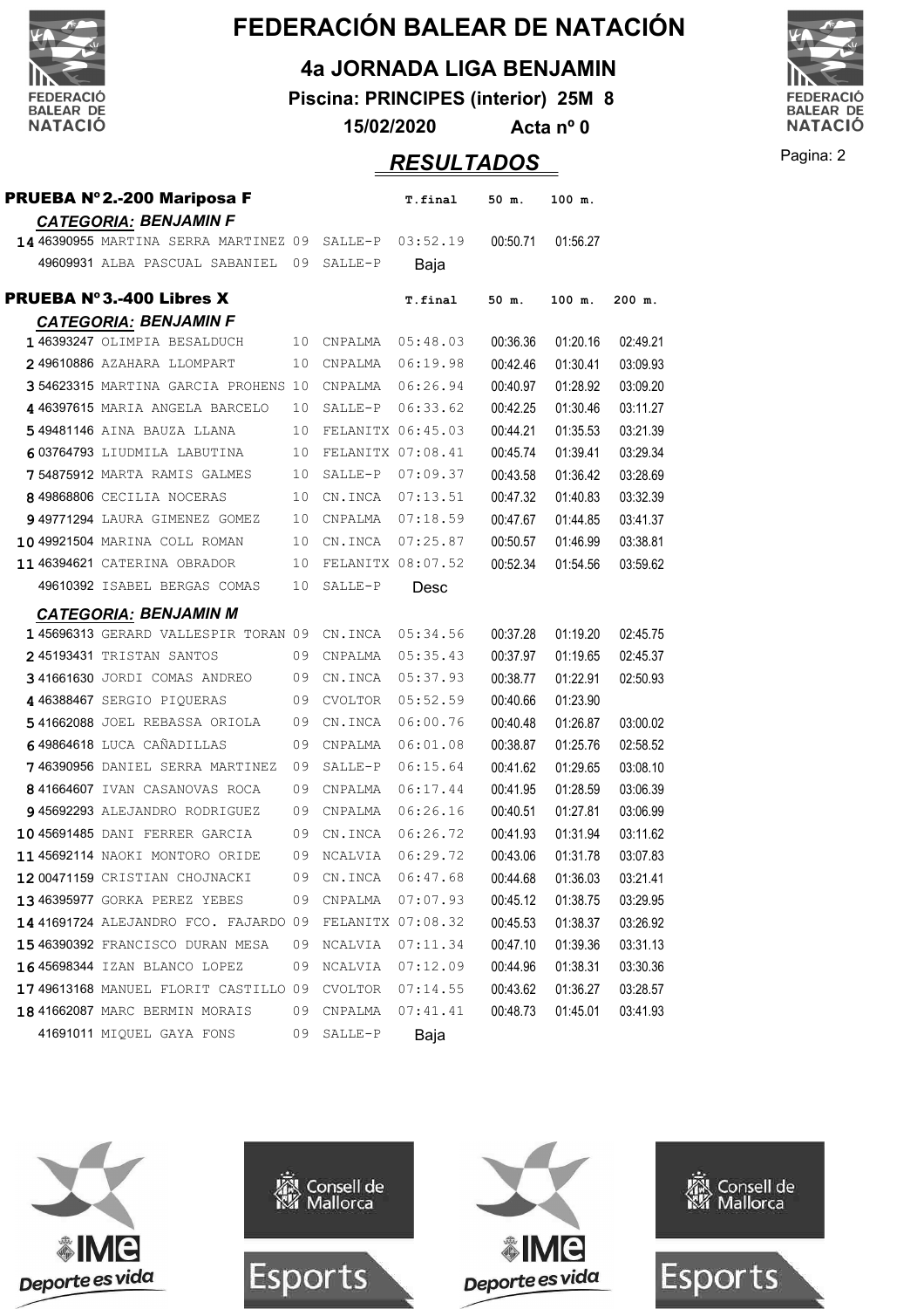# FEDERACIÓN BALEAR DE NATACIÓN

## 4a JORNADA LIGA BENJAMIN

**Piscina: PRINCIPES (interior) 25M 8**

**15/02/2020 Acta nº 0**

## *RESULTADOS*

### PRUEBA Nº 2.-200 Mariposa F

***CATEGORIA: BENJAMIN F***

| Pos. | Licencia | Nombre | Año | Club | T.final | 50 m. | 100 m. |
|---|---|---|---|---|---|---|---|
| 14 | 46390955 | MARTINA SERRA MARTINEZ | 09 | SALLE-P | 03:52.19 | 00:50.71 | 01:56.27 |
| | 49609931 | ALBA PASCUAL SABANIEL | 09 | SALLE-P | Baja | | |

### PRUEBA Nº 3.-400 Libres X

***CATEGORIA: BENJAMIN F***

| Pos. | Licencia | Nombre | Año | Club | T.final | 50 m. | 100 m. | 200 m. |
|---|---|---|---|---|---|---|---|---|
| 1 | 46393247 | OLIMPIA BESALDUCH | 10 | CNPALMA | 05:48.03 | 00:36.36 | 01:20.16 | 02:49.21 |
| 2 | 49610886 | AZAHARA LLOMPART | 10 | CNPALMA | 06:19.98 | 00:42.46 | 01:30.41 | 03:09.93 |
| 3 | 54623315 | MARTINA GARCIA PROHENS | 10 | CNPALMA | 06:26.94 | 00:40.97 | 01:28.92 | 03:09.20 |
| 4 | 46397615 | MARIA ANGELA BARCELO | 10 | SALLE-P | 06:33.62 | 00:42.25 | 01:30.46 | 03:11.27 |
| 5 | 49481146 | AINA BAUZA LLANA | 10 | FELANITX | 06:45.03 | 00:44.21 | 01:35.53 | 03:21.39 |
| 6 | 03764793 | LIUDMILA LABUTINA | 10 | FELANITX | 07:08.41 | 00:45.74 | 01:39.41 | 03:29.34 |
| 7 | 54875912 | MARTA RAMIS GALMES | 10 | SALLE-P | 07:09.37 | 00:43.58 | 01:36.42 | 03:28.69 |
| 8 | 49868806 | CECILIA NOCERAS | 10 | CN.INCA | 07:13.51 | 00:47.32 | 01:40.83 | 03:32.39 |
| 9 | 49771294 | LAURA GIMENEZ GOMEZ | 10 | CNPALMA | 07:18.59 | 00:47.67 | 01:44.85 | 03:41.37 |
| 10 | 49921504 | MARINA COLL ROMAN | 10 | CN.INCA | 07:25.87 | 00:50.57 | 01:46.99 | 03:38.81 |
| 11 | 46394621 | CATERINA OBRADOR | 10 | FELANITX | 08:07.52 | 00:52.34 | 01:54.56 | 03:59.62 |
| | 49610392 | ISABEL BERGAS COMAS | 10 | SALLE-P | Desc | | | |

***CATEGORIA: BENJAMIN M***

| Pos. | Licencia | Nombre | Año | Club | T.final | 50 m. | 100 m. | 200 m. |
|---|---|---|---|---|---|---|---|---|
| 1 | 45696313 | GERARD VALLESPIR TORAN | 09 | CN.INCA | 05:34.56 | 00:37.28 | 01:19.20 | 02:45.75 |
| 2 | 45193431 | TRISTAN SANTOS | 09 | CNPALMA | 05:35.43 | 00:37.97 | 01:19.65 | 02:45.37 |
| 3 | 41661630 | JORDI COMAS ANDREO | 09 | CN.INCA | 05:37.93 | 00:38.77 | 01:22.91 | 02:50.93 |
| 4 | 46388467 | SERGIO PIQUERAS | 09 | CVOLTOR | 05:52.59 | 00:40.66 | 01:23.90 | |
| 5 | 41662088 | JOEL REBASSA ORIOLA | 09 | CN.INCA | 06:00.76 | 00:40.48 | 01:26.87 | 03:00.02 |
| 6 | 49864618 | LUCA CAÑADILLAS | 09 | CNPALMA | 06:01.08 | 00:38.87 | 01:25.76 | 02:58.52 |
| 7 | 46390956 | DANIEL SERRA MARTINEZ | 09 | SALLE-P | 06:15.64 | 00:41.62 | 01:29.65 | 03:08.10 |
| 8 | 41664607 | IVAN CASANOVAS ROCA | 09 | CNPALMA | 06:17.44 | 00:41.95 | 01:28.59 | 03:06.39 |
| 9 | 45692293 | ALEJANDRO RODRIGUEZ | 09 | CNPALMA | 06:26.16 | 00:40.51 | 01:27.81 | 03:06.99 |
| 10 | 45691485 | DANI FERRER GARCIA | 09 | CN.INCA | 06:26.72 | 00:41.93 | 01:31.94 | 03:11.62 |
| 11 | 45692114 | NAOKI MONTORO ORIDE | 09 | NCALVIA | 06:29.72 | 00:43.06 | 01:31.78 | 03:07.83 |
| 12 | 00471159 | CRISTIAN CHOJNACKI | 09 | CN.INCA | 06:47.68 | 00:44.68 | 01:36.03 | 03:21.41 |
| 13 | 46395977 | GORKA PEREZ YEBES | 09 | CNPALMA | 07:07.93 | 00:45.12 | 01:38.75 | 03:29.95 |
| 14 | 41691724 | ALEJANDRO FCO. FAJARDO | 09 | FELANITX | 07:08.32 | 00:45.53 | 01:38.37 | 03:26.92 |
| 15 | 46390392 | FRANCISCO DURAN MESA | 09 | NCALVIA | 07:11.34 | 00:47.10 | 01:39.36 | 03:31.13 |
| 16 | 45698344 | IZAN BLANCO LOPEZ | 09 | NCALVIA | 07:12.09 | 00:44.96 | 01:38.31 | 03:30.36 |
| 17 | 49613168 | MANUEL FLORIT CASTILLO | 09 | CVOLTOR | 07:14.55 | 00:43.62 | 01:36.27 | 03:28.57 |
| 18 | 41662087 | MARC BERMIN MORAIS | 09 | CNPALMA | 07:41.41 | 00:48.73 | 01:45.01 | 03:41.93 |
| | 41691011 | MIQUEL GAYA FONS | 09 | SALLE-P | Baja | | | |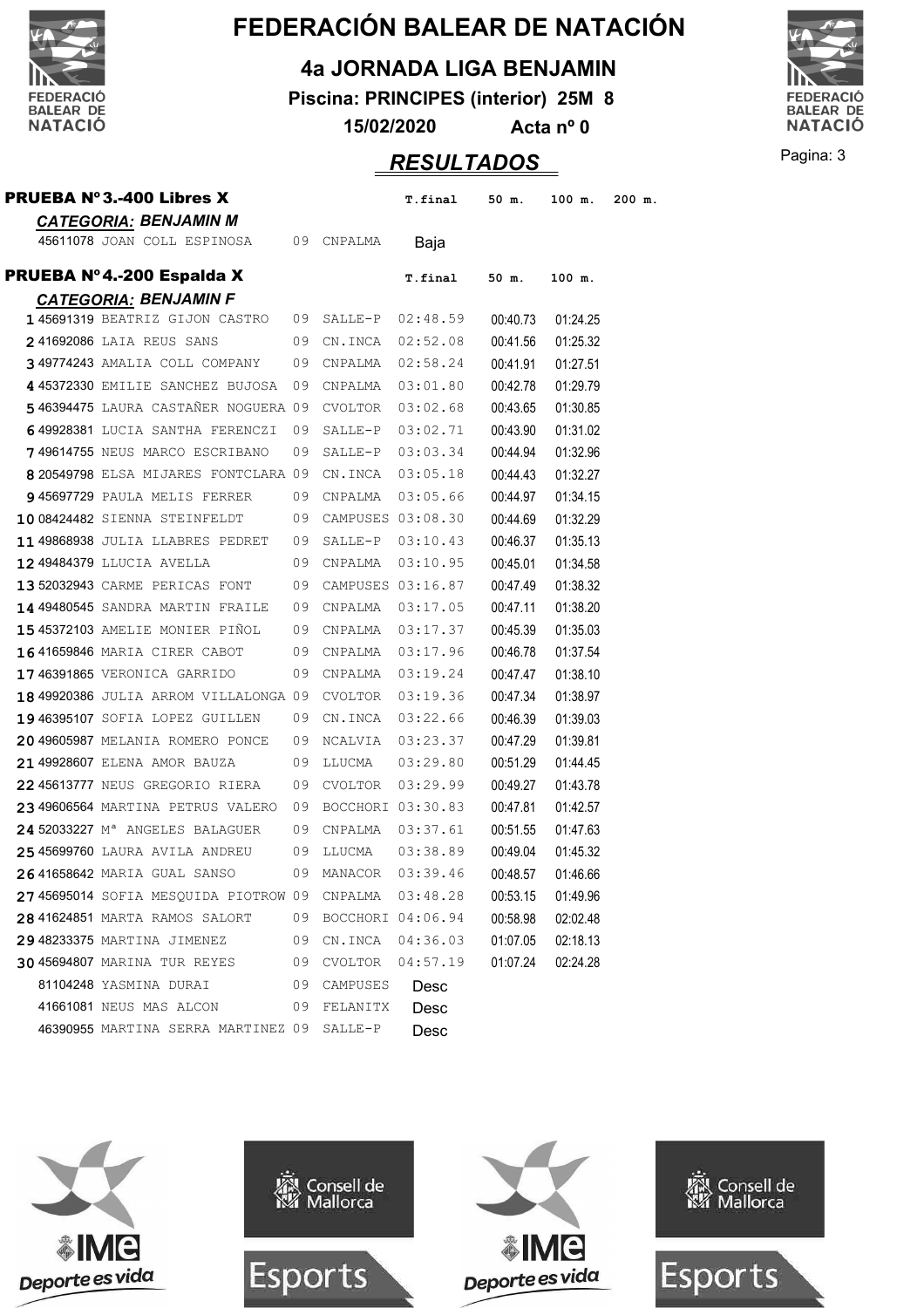# FEDERACIÓN BALEAR DE NATACIÓN

## 4a JORNADA LIGA BENJAMIN

**Piscina: PRINCIPES (interior) 25M 8**

**15/02/2020 Acta nº 0**

## *RESULTADOS*

### PRUEBA Nº 3.-400 Libres X

***CATEGORIA: BENJAMIN M***

| | Licencia | Nombre | Año | Club | T.final | 50 m. | 100 m. | 200 m. |
|---|---|---|---|---|---|---|---|---|
| | 45611078 | JOAN COLL ESPINOSA | 09 | CNPALMA | Baja | | | |

### PRUEBA Nº 4.-200 Espalda X

***CATEGORIA: BENJAMIN F***

| | Licencia | Nombre | Año | Club | T.final | 50 m. | 100 m. |
|---|---|---|---|---|---|---|---|
| 1 | 45691319 | BEATRIZ GIJON CASTRO | 09 | SALLE-P | 02:48.59 | 00:40.73 | 01:24.25 |
| 2 | 41692086 | LAIA REUS SANS | 09 | CN.INCA | 02:52.08 | 00:41.56 | 01:25.32 |
| 3 | 49774243 | AMALIA COLL COMPANY | 09 | CNPALMA | 02:58.24 | 00:41.91 | 01:27.51 |
| 4 | 45372330 | EMILIE SANCHEZ BUJOSA | 09 | CNPALMA | 03:01.80 | 00:42.78 | 01:29.79 |
| 5 | 46394475 | LAURA CASTAÑER NOGUERA | 09 | CVOLTOR | 03:02.68 | 00:43.65 | 01:30.85 |
| 6 | 49928381 | LUCIA SANTHA FERENCZI | 09 | SALLE-P | 03:02.71 | 00:43.90 | 01:31.02 |
| 7 | 49614755 | NEUS MARCO ESCRIBANO | 09 | SALLE-P | 03:03.34 | 00:44.94 | 01:32.96 |
| 8 | 20549798 | ELSA MIJARES FONTCLARA | 09 | CN.INCA | 03:05.18 | 00:44.43 | 01:32.27 |
| 9 | 45697729 | PAULA MELIS FERRER | 09 | CNPALMA | 03:05.66 | 00:44.97 | 01:34.15 |
| 10 | 08424482 | SIENNA STEINFELDT | 09 | CAMPUSES | 03:08.30 | 00:44.69 | 01:32.29 |
| 11 | 49868938 | JULIA LLABRES PEDRET | 09 | SALLE-P | 03:10.43 | 00:46.37 | 01:35.13 |
| 12 | 49484379 | LLUCIA AVELLA | 09 | CNPALMA | 03:10.95 | 00:45.01 | 01:34.58 |
| 13 | 52032943 | CARME PERICAS FONT | 09 | CAMPUSES | 03:16.87 | 00:47.49 | 01:38.32 |
| 14 | 49480545 | SANDRA MARTIN FRAILE | 09 | CNPALMA | 03:17.05 | 00:47.11 | 01:38.20 |
| 15 | 45372103 | AMELIE MONIER PIÑOL | 09 | CNPALMA | 03:17.37 | 00:45.39 | 01:35.03 |
| 16 | 41659846 | MARIA CIRER CABOT | 09 | CNPALMA | 03:17.96 | 00:46.78 | 01:37.54 |
| 17 | 46391865 | VERONICA GARRIDO | 09 | CNPALMA | 03:19.24 | 00:47.47 | 01:38.10 |
| 18 | 49920386 | JULIA ARROM VILLALONGA | 09 | CVOLTOR | 03:19.36 | 00:47.34 | 01:38.97 |
| 19 | 46395107 | SOFIA LOPEZ GUILLEN | 09 | CN.INCA | 03:22.66 | 00:46.39 | 01:39.03 |
| 20 | 49605987 | MELANIA ROMERO PONCE | 09 | NCALVIA | 03:23.37 | 00:47.29 | 01:39.81 |
| 21 | 49928607 | ELENA AMOR BAUZA | 09 | LLUCMA | 03:29.80 | 00:51.29 | 01:44.45 |
| 22 | 45613777 | NEUS GREGORIO RIERA | 09 | CVOLTOR | 03:29.99 | 00:49.27 | 01:43.78 |
| 23 | 49606564 | MARTINA PETRUS VALERO | 09 | BOCCHORI | 03:30.83 | 00:47.81 | 01:42.57 |
| 24 | 52033227 | Mª ANGELES BALAGUER | 09 | CNPALMA | 03:37.61 | 00:51.55 | 01:47.63 |
| 25 | 45699760 | LAURA AVILA ANDREU | 09 | LLUCMA | 03:38.89 | 00:49.04 | 01:45.32 |
| 26 | 41658642 | MARIA GUAL SANSO | 09 | MANACOR | 03:39.46 | 00:48.57 | 01:46.66 |
| 27 | 45695014 | SOFIA MESQUIDA PIOTROW | 09 | CNPALMA | 03:48.28 | 00:53.15 | 01:49.96 |
| 28 | 41624851 | MARTA RAMOS SALORT | 09 | BOCCHORI | 04:06.94 | 00:58.98 | 02:02.48 |
| 29 | 48233375 | MARTINA JIMENEZ | 09 | CN.INCA | 04:36.03 | 01:07.05 | 02:18.13 |
| 30 | 45694807 | MARINA TUR REYES | 09 | CVOLTOR | 04:57.19 | 01:07.24 | 02:24.28 |
| | 81104248 | YASMINA DURAI | 09 | CAMPUSES | Desc | | |
| | 41661081 | NEUS MAS ALCON | 09 | FELANITX | Desc | | |
| | 46390955 | MARTINA SERRA MARTINEZ | 09 | SALLE-P | Desc | | |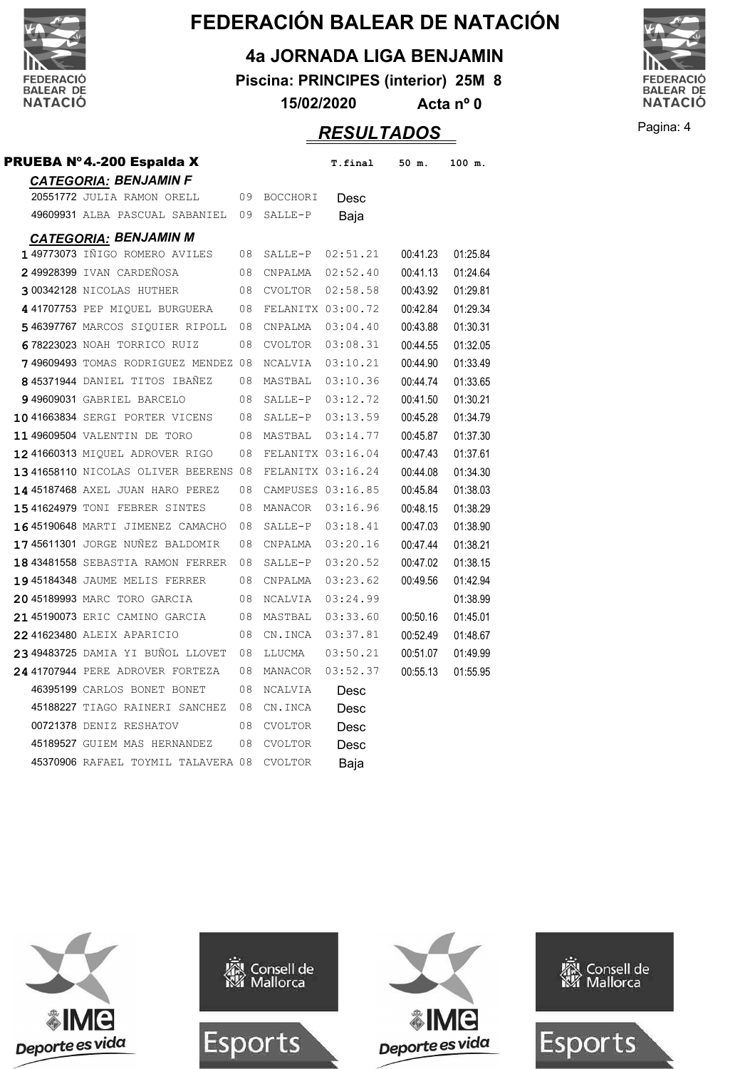# FEDERACIÓN BALEAR DE NATACIÓN

## 4a JORNADA LIGA BENJAMIN

**Piscina: PRINCIPES (interior) 25M 8**

**15/02/2020 Acta nº 0**

## *RESULTADOS*

### PRUEBA Nº4.-200 Espalda X

***CATEGORIA: BENJAMIN F***

| Pos. | Licencia | Nombre | Año | Club | T.final | 50 m. | 100 m. |
|---|---|---|---|---|---|---|---|
| | 20551772 | JULIA RAMON ORELL | 09 | BOCCHORI | Desc | | |
| | 49609931 | ALBA PASCUAL SABANIEL | 09 | SALLE-P | Baja | | |

***CATEGORIA: BENJAMIN M***

| Pos. | Licencia | Nombre | Año | Club | T.final | 50 m. | 100 m. |
|---|---|---|---|---|---|---|---|
| 1 | 49773073 | IÑIGO ROMERO AVILES | 08 | SALLE-P | 02:51.21 | 00:41.23 | 01:25.84 |
| 2 | 49928399 | IVAN CARDEÑOSA | 08 | CNPALMA | 02:52.40 | 00:41.13 | 01:24.64 |
| 3 | 00342128 | NICOLAS HUTHER | 08 | CVOLTOR | 02:58.58 | 00:43.92 | 01:29.81 |
| 4 | 41707753 | PEP MIQUEL BURGUERA | 08 | FELANITX | 03:00.72 | 00:42.84 | 01:29.34 |
| 5 | 46397767 | MARCOS SIQUIER RIPOLL | 08 | CNPALMA | 03:04.40 | 00:43.88 | 01:30.31 |
| 6 | 78223023 | NOAH TORRICO RUIZ | 08 | CVOLTOR | 03:08.31 | 00:44.55 | 01:32.05 |
| 7 | 49609493 | TOMAS RODRIGUEZ MENDEZ | 08 | NCALVIA | 03:10.21 | 00:44.90 | 01:33.49 |
| 8 | 45371944 | DANIEL TITOS IBAÑEZ | 08 | MASTBAL | 03:10.36 | 00:44.74 | 01:33.65 |
| 9 | 49609031 | GABRIEL BARCELO | 08 | SALLE-P | 03:12.72 | 00:41.50 | 01:30.21 |
| 10 | 41663834 | SERGI PORTER VICENS | 08 | SALLE-P | 03:13.59 | 00:45.28 | 01:34.79 |
| 11 | 49609504 | VALENTIN DE TORO | 08 | MASTBAL | 03:14.77 | 00:45.87 | 01:37.30 |
| 12 | 41660313 | MIQUEL ADROVER RIGO | 08 | FELANITX | 03:16.04 | 00:47.43 | 01:37.61 |
| 13 | 41658110 | NICOLAS OLIVER BEERENS | 08 | FELANITX | 03:16.24 | 00:44.08 | 01:34.30 |
| 14 | 45187468 | AXEL JUAN HARO PEREZ | 08 | CAMPUSES | 03:16.85 | 00:45.84 | 01:38.03 |
| 15 | 41624979 | TONI FEBRER SINTES | 08 | MANACOR | 03:16.96 | 00:48.15 | 01:38.29 |
| 16 | 45190648 | MARTI JIMENEZ CAMACHO | 08 | SALLE-P | 03:18.41 | 00:47.03 | 01:38.90 |
| 17 | 45611301 | JORGE NUÑEZ BALDOMIR | 08 | CNPALMA | 03:20.16 | 00:47.44 | 01:38.21 |
| 18 | 43481558 | SEBASTIA RAMON FERRER | 08 | SALLE-P | 03:20.52 | 00:47.02 | 01:38.15 |
| 19 | 45184348 | JAUME MELIS FERRER | 08 | CNPALMA | 03:23.62 | 00:49.56 | 01:42.94 |
| 20 | 45189993 | MARC TORO GARCIA | 08 | NCALVIA | 03:24.99 | | 01:38.99 |
| 21 | 45190073 | ERIC CAMINO GARCIA | 08 | MASTBAL | 03:33.60 | 00:50.16 | 01:45.01 |
| 22 | 41623480 | ALEIX APARICIO | 08 | CN.INCA | 03:37.81 | 00:52.49 | 01:48.67 |
| 23 | 49483725 | DAMIA YI BUÑOL LLOVET | 08 | LLUCMA | 03:50.21 | 00:51.07 | 01:49.99 |
| 24 | 41707944 | PERE ADROVER FORTEZA | 08 | MANACOR | 03:52.37 | 00:55.13 | 01:55.95 |
| | 46395199 | CARLOS BONET BONET | 08 | NCALVIA | Desc | | |
| | 45188227 | TIAGO RAINERI SANCHEZ | 08 | CN.INCA | Desc | | |
| | 00721378 | DENIZ RESHATOV | 08 | CVOLTOR | Desc | | |
| | 45189527 | GUIEM MAS HERNANDEZ | 08 | CVOLTOR | Desc | | |
| | 45370906 | RAFAEL TOYMIL TALAVERA | 08 | CVOLTOR | Baja | | |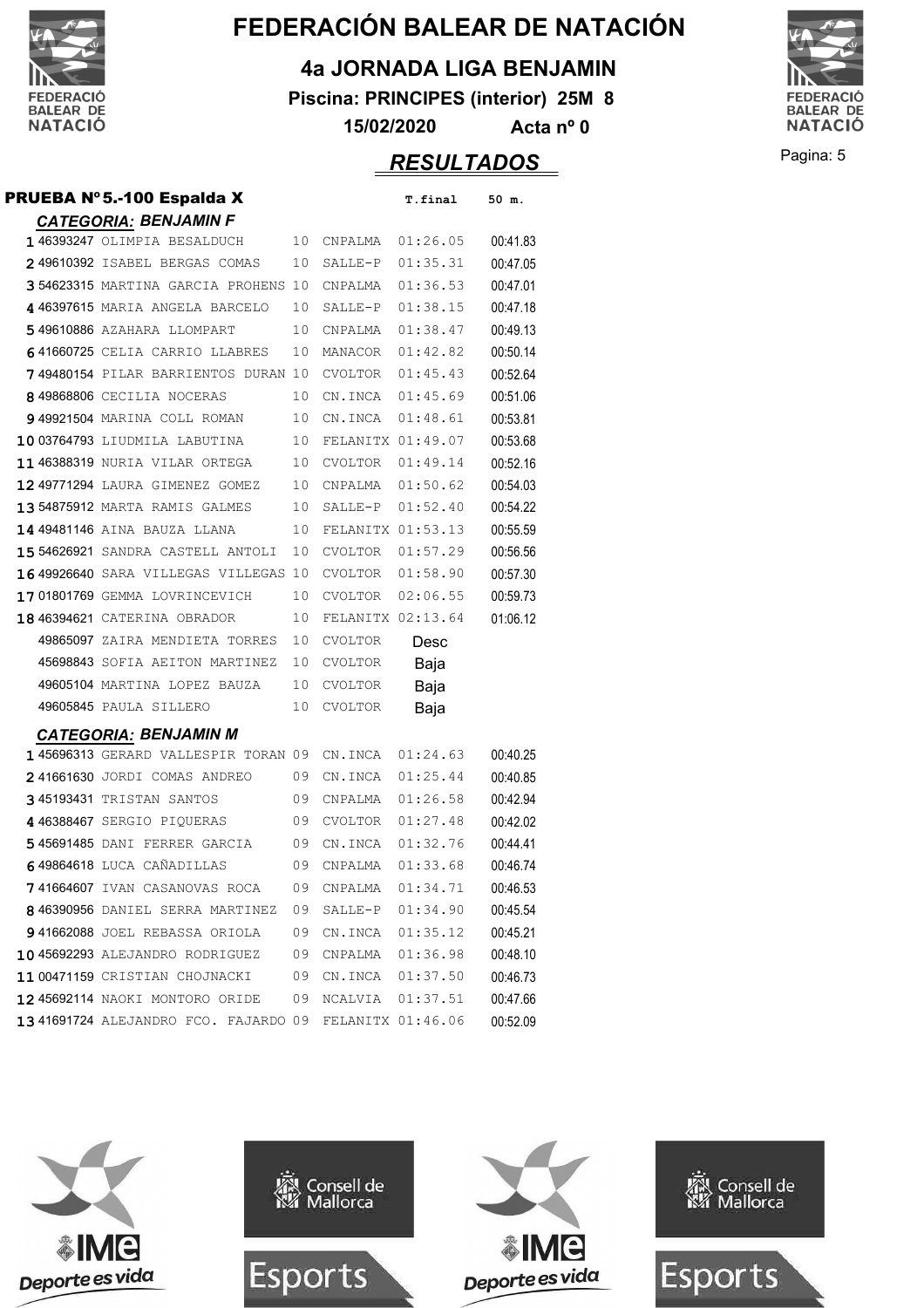# FEDERACIÓN BALEAR DE NATACIÓN

## 4a JORNADA LIGA BENJAMIN

**Piscina: PRINCIPES (interior) 25M 8**

**15/02/2020 Acta nº 0**

## *RESULTADOS*

### PRUEBA Nº5.-100 Espalda X

#### *CATEGORIA: BENJAMIN F*

| Pos. | Licencia | Nombre | Año | Club | T.final | 50 m. |
|---|---|---|---|---|---|---|
| 1 | 46393247 | OLIMPIA BESALDUCH | 10 | CNPALMA | 01:26.05 | 00:41.83 |
| 2 | 49610392 | ISABEL BERGAS COMAS | 10 | SALLE-P | 01:35.31 | 00:47.05 |
| 3 | 54623315 | MARTINA GARCIA PROHENS | 10 | CNPALMA | 01:36.53 | 00:47.01 |
| 4 | 46397615 | MARIA ANGELA BARCELO | 10 | SALLE-P | 01:38.15 | 00:47.18 |
| 5 | 49610886 | AZAHARA LLOMPART | 10 | CNPALMA | 01:38.47 | 00:49.13 |
| 6 | 41660725 | CELIA CARRIO LLABRES | 10 | MANACOR | 01:42.82 | 00:50.14 |
| 7 | 49480154 | PILAR BARRIENTOS DURAN | 10 | CVOLTOR | 01:45.43 | 00:52.64 |
| 8 | 49868806 | CECILIA NOCERAS | 10 | CN.INCA | 01:45.69 | 00:51.06 |
| 9 | 49921504 | MARINA COLL ROMAN | 10 | CN.INCA | 01:48.61 | 00:53.81 |
| 10 | 03764793 | LIUDMILA LABUTINA | 10 | FELANITX | 01:49.07 | 00:53.68 |
| 11 | 46388319 | NURIA VILAR ORTEGA | 10 | CVOLTOR | 01:49.14 | 00:52.16 |
| 12 | 49771294 | LAURA GIMENEZ GOMEZ | 10 | CNPALMA | 01:50.62 | 00:54.03 |
| 13 | 54875912 | MARTA RAMIS GALMES | 10 | SALLE-P | 01:52.40 | 00:54.22 |
| 14 | 49481146 | AINA BAUZA LLANA | 10 | FELANITX | 01:53.13 | 00:55.59 |
| 15 | 54626921 | SANDRA CASTELL ANTOLI | 10 | CVOLTOR | 01:57.29 | 00:56.56 |
| 16 | 49926640 | SARA VILLEGAS VILLEGAS | 10 | CVOLTOR | 01:58.90 | 00:57.30 |
| 17 | 01801769 | GEMMA LOVRINCEVICH | 10 | CVOLTOR | 02:06.55 | 00:59.73 |
| 18 | 46394621 | CATERINA OBRADOR | 10 | FELANITX | 02:13.64 | 01:06.12 |
| | 49865097 | ZAIRA MENDIETA TORRES | 10 | CVOLTOR | Desc | |
| | 45698843 | SOFIA AEITON MARTINEZ | 10 | CVOLTOR | Baja | |
| | 49605104 | MARTINA LOPEZ BAUZA | 10 | CVOLTOR | Baja | |
| | 49605845 | PAULA SILLERO | 10 | CVOLTOR | Baja | |

#### *CATEGORIA: BENJAMIN M*

| Pos. | Licencia | Nombre | Año | Club | T.final | 50 m. |
|---|---|---|---|---|---|---|
| 1 | 45696313 | GERARD VALLESPIR TORAN | 09 | CN.INCA | 01:24.63 | 00:40.25 |
| 2 | 41661630 | JORDI COMAS ANDREO | 09 | CN.INCA | 01:25.44 | 00:40.85 |
| 3 | 45193431 | TRISTAN SANTOS | 09 | CNPALMA | 01:26.58 | 00:42.94 |
| 4 | 46388467 | SERGIO PIQUERAS | 09 | CVOLTOR | 01:27.48 | 00:42.02 |
| 5 | 45691485 | DANI FERRER GARCIA | 09 | CN.INCA | 01:32.76 | 00:44.41 |
| 6 | 49864618 | LUCA CAÑADILLAS | 09 | CNPALMA | 01:33.68 | 00:46.74 |
| 7 | 41664607 | IVAN CASANOVAS ROCA | 09 | CNPALMA | 01:34.71 | 00:46.53 |
| 8 | 46390956 | DANIEL SERRA MARTINEZ | 09 | SALLE-P | 01:34.90 | 00:45.54 |
| 9 | 41662088 | JOEL REBASSA ORIOLA | 09 | CN.INCA | 01:35.12 | 00:45.21 |
| 10 | 45692293 | ALEJANDRO RODRIGUEZ | 09 | CNPALMA | 01:36.98 | 00:48.10 |
| 11 | 00471159 | CRISTIAN CHOJNACKI | 09 | CN.INCA | 01:37.50 | 00:46.73 |
| 12 | 45692114 | NAOKI MONTORO ORIDE | 09 | NCALVIA | 01:37.51 | 00:47.66 |
| 13 | 41691724 | ALEJANDRO FCO. FAJARDO | 09 | FELANITX | 01:46.06 | 00:52.09 |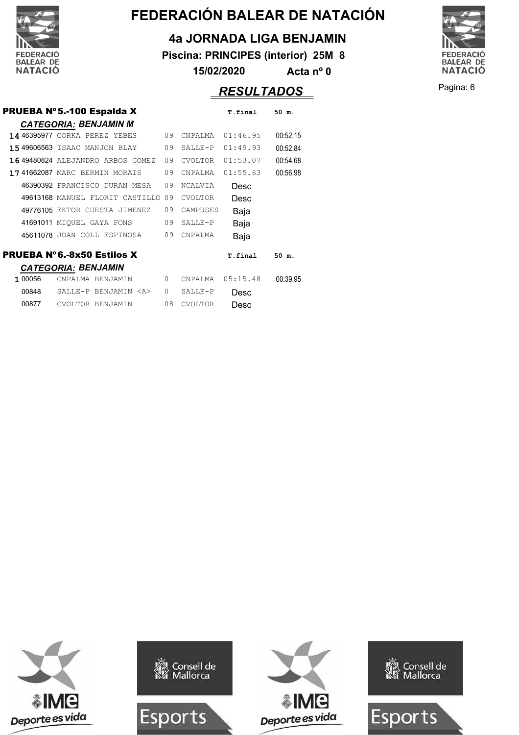# FEDERACIÓN BALEAR DE NATACIÓN

## 4a JORNADA LIGA BENJAMIN

**Piscina: PRINCIPES (interior) 25M 8**

**15/02/2020 Acta nº 0**

## *RESULTADOS*

### PRUEBA Nº5.-100 Espalda X

***CATEGORIA: BENJAMIN M***

| | | | | | T.final | 50 m. |
|---|---|---|---|---|---|---|
| 14 | 46395977 | GORKA PEREZ YEBES | 09 | CNPALMA | 01:46.95 | 00:52.15 |
| 15 | 49606563 | ISAAC MANJON BLAY | 09 | SALLE-P | 01:49.93 | 00:52.84 |
| 16 | 49480824 | ALEJANDRO ARBOS GOMEZ | 09 | CVOLTOR | 01:53.07 | 00:54.68 |
| 17 | 41662087 | MARC BERMIN MORAIS | 09 | CNPALMA | 01:55.63 | 00:56.98 |
| | 46390392 | FRANCISCO DURAN MESA | 09 | NCALVIA | Desc | |
| | 49613168 | MANUEL FLORIT CASTILLO | 09 | CVOLTOR | Desc | |
| | 49776105 | EKTOR CUESTA JIMENEZ | 09 | CAMPUSES | Baja | |
| | 41691011 | MIQUEL GAYA FONS | 09 | SALLE-P | Baja | |
| | 45611078 | JOAN COLL ESPINOSA | 09 | CNPALMA | Baja | |

### PRUEBA Nº6.-8x50 Estilos X

***CATEGORIA: BENJAMIN***

| | | | | | T.final | 50 m. |
|---|---|---|---|---|---|---|
| 1 | 00056 | CNPALMA BENJAMIN | 0 | CNPALMA | 05:15.48 | 00:39.95 |
| | 00848 | SALLE-P BENJAMIN <A> | 0 | SALLE-P | Desc | |
| | 00877 | CVOLTOR BENJAMIN | 08 | CVOLTOR | Desc | |